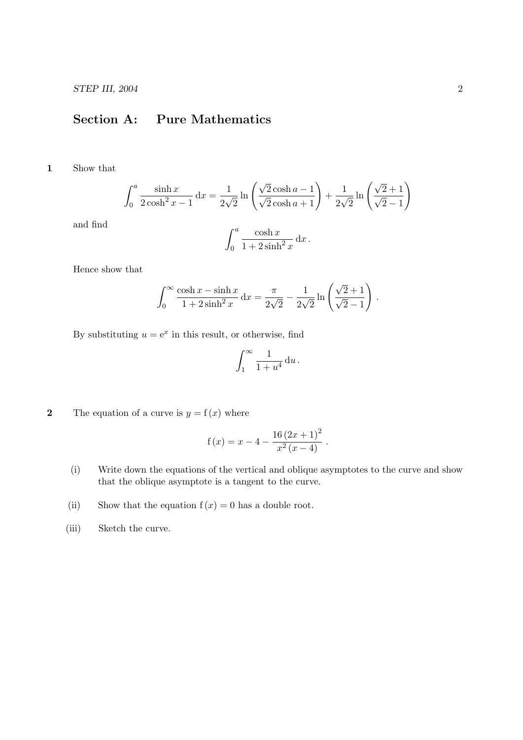## Section A: Pure Mathematics

**1** Show that

$$\int_0^a \frac{\sinh x}{2\cosh^2 x - 1}\,\mathrm{d}x = \frac{1}{2\sqrt{2}}\ln\left(\frac{\sqrt{2}\cosh a - 1}{\sqrt{2}\cosh a + 1}\right) + \frac{1}{2\sqrt{2}}\ln\left(\frac{\sqrt{2}+1}{\sqrt{2}-1}\right)$$

and find

$$\int_0^a \frac{\cosh x}{1 + 2\sinh^2 x}\,\mathrm{d}x\,.$$

Hence show that

$$\int_0^\infty \frac{\cosh x - \sinh x}{1 + 2\sinh^2 x}\,\mathrm{d}x = \frac{\pi}{2\sqrt{2}} - \frac{1}{2\sqrt{2}}\ln\left(\frac{\sqrt{2}+1}{\sqrt{2}-1}\right)\,.$$

By substituting $u = \mathrm{e}^x$ in this result, or otherwise, find

$$\int_1^\infty \frac{1}{1+u^4}\,\mathrm{d}u\,.$$

**2** The equation of a curve is $y = \mathrm{f}(x)$ where

$$\mathrm{f}(x) = x - 4 - \frac{16\,(2x+1)^2}{x^2\,(x-4)}\,.$$

(i) Write down the equations of the vertical and oblique asymptotes to the curve and show that the oblique asymptote is a tangent to the curve.

(ii) Show that the equation $\mathrm{f}(x) = 0$ has a double root.

(iii) Sketch the curve.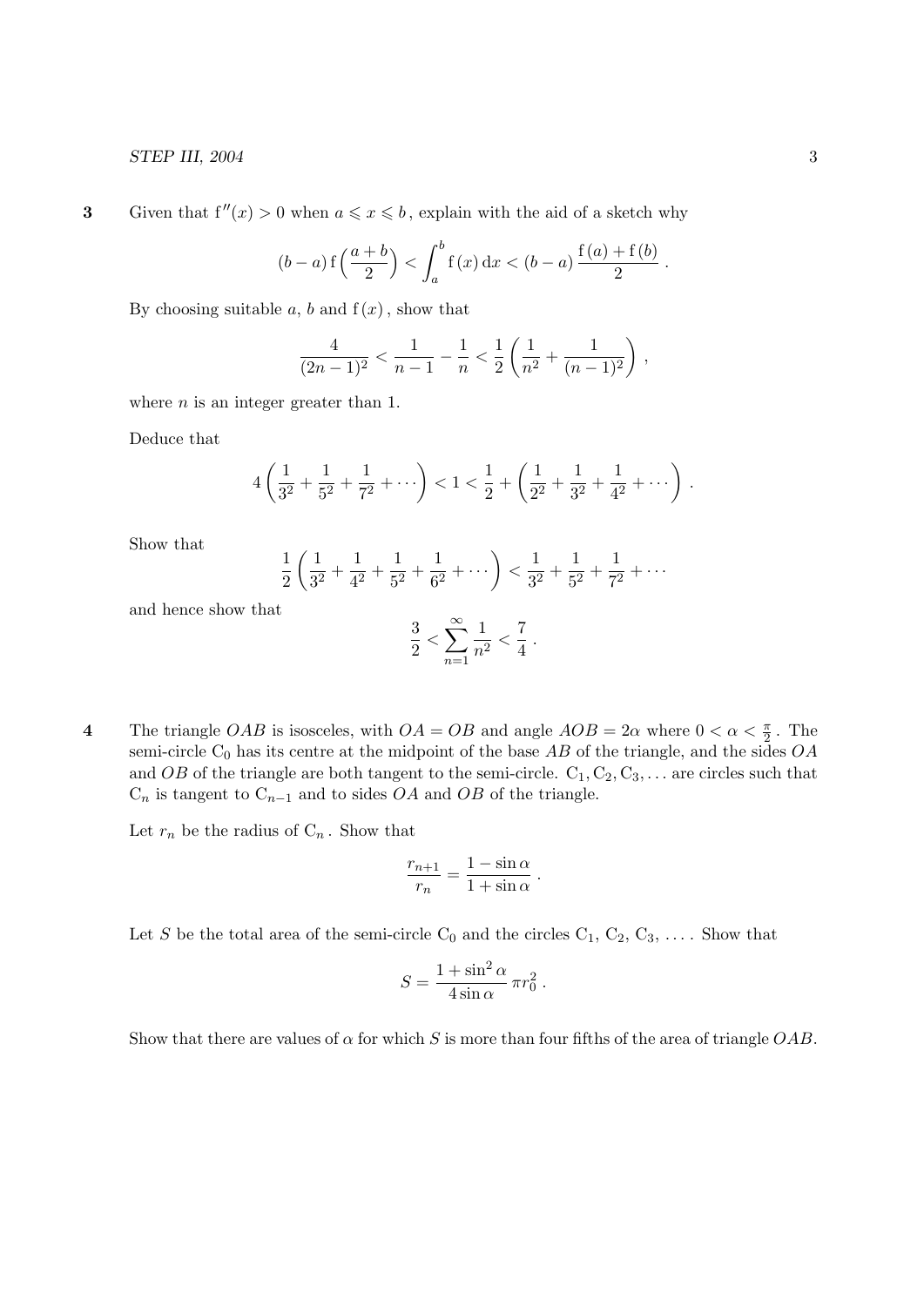**3** Given that $f''(x) > 0$ when $a \leqslant x \leqslant b$, explain with the aid of a sketch why

$$(b-a)\,f\left(\frac{a+b}{2}\right) < \int_a^b f(x)\,dx < (b-a)\,\frac{f(a)+f(b)}{2}\,.$$

By choosing suitable $a$, $b$ and $f(x)$, show that

$$\frac{4}{(2n-1)^2} < \frac{1}{n-1} - \frac{1}{n} < \frac{1}{2}\left(\frac{1}{n^2} + \frac{1}{(n-1)^2}\right),$$

where $n$ is an integer greater than 1.

Deduce that

$$4\left(\frac{1}{3^2} + \frac{1}{5^2} + \frac{1}{7^2} + \cdots\right) < 1 < \frac{1}{2} + \left(\frac{1}{2^2} + \frac{1}{3^2} + \frac{1}{4^2} + \cdots\right).$$

Show that

$$\frac{1}{2}\left(\frac{1}{3^2} + \frac{1}{4^2} + \frac{1}{5^2} + \frac{1}{6^2} + \cdots\right) < \frac{1}{3^2} + \frac{1}{5^2} + \frac{1}{7^2} + \cdots$$

and hence show that

$$\frac{3}{2} < \sum_{n=1}^{\infty} \frac{1}{n^2} < \frac{7}{4}\,.$$

**4** The triangle $OAB$ is isosceles, with $OA = OB$ and angle $AOB = 2\alpha$ where $0 < \alpha < \frac{\pi}{2}$. The semi-circle $C_0$ has its centre at the midpoint of the base $AB$ of the triangle, and the sides $OA$ and $OB$ of the triangle are both tangent to the semi-circle. $C_1, C_2, C_3, \ldots$ are circles such that $C_n$ is tangent to $C_{n-1}$ and to sides $OA$ and $OB$ of the triangle.

Let $r_n$ be the radius of $C_n$. Show that

$$\frac{r_{n+1}}{r_n} = \frac{1-\sin\alpha}{1+\sin\alpha}\,.$$

Let $S$ be the total area of the semi-circle $C_0$ and the circles $C_1$, $C_2$, $C_3$, $\ldots$. Show that

$$S = \frac{1+\sin^2\alpha}{4\sin\alpha}\,\pi r_0^2\,.$$

Show that there are values of $\alpha$ for which $S$ is more than four fifths of the area of triangle $OAB$.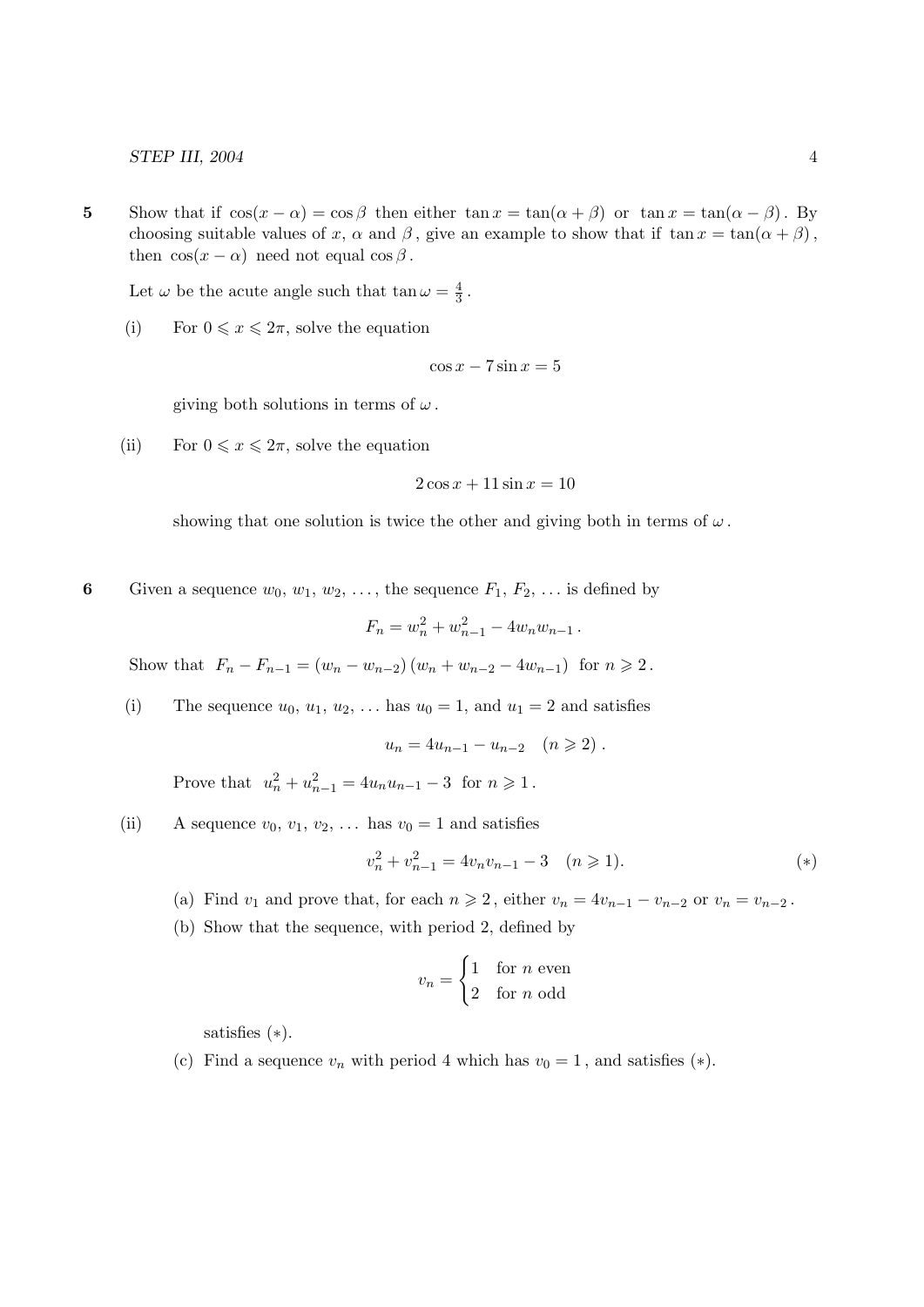**5** Show that if $\cos(x - \alpha) = \cos\beta$ then either $\tan x = \tan(\alpha + \beta)$ or $\tan x = \tan(\alpha - \beta)$. By choosing suitable values of $x$, $\alpha$ and $\beta$, give an example to show that if $\tan x = \tan(\alpha + \beta)$, then $\cos(x - \alpha)$ need not equal $\cos\beta$.

Let $\omega$ be the acute angle such that $\tan\omega = \frac{4}{3}$.

(i) For $0 \leqslant x \leqslant 2\pi$, solve the equation

$$\cos x - 7\sin x = 5$$

giving both solutions in terms of $\omega$.

(ii) For $0 \leqslant x \leqslant 2\pi$, solve the equation

$$2\cos x + 11\sin x = 10$$

showing that one solution is twice the other and giving both in terms of $\omega$.

**6** Given a sequence $w_0$, $w_1$, $w_2$, ..., the sequence $F_1$, $F_2$, ... is defined by

$$F_n = w_n^2 + w_{n-1}^2 - 4w_n w_{n-1}\,.$$

Show that $F_n - F_{n-1} = (w_n - w_{n-2})\,(w_n + w_{n-2} - 4w_{n-1})$ for $n \geqslant 2$.

(i) The sequence $u_0$, $u_1$, $u_2$, ... has $u_0 = 1$, and $u_1 = 2$ and satisfies

$$u_n = 4u_{n-1} - u_{n-2} \quad (n \geqslant 2)\,.$$

Prove that $u_n^2 + u_{n-1}^2 = 4u_n u_{n-1} - 3$ for $n \geqslant 1$.

(ii) A sequence $v_0$, $v_1$, $v_2$, ... has $v_0 = 1$ and satisfies

$$v_n^2 + v_{n-1}^2 = 4v_n v_{n-1} - 3 \quad (n \geqslant 1). \qquad (*)$$

(a) Find $v_1$ and prove that, for each $n \geqslant 2$, either $v_n = 4v_{n-1} - v_{n-2}$ or $v_n = v_{n-2}$.

(b) Show that the sequence, with period 2, defined by

$$v_n = \begin{cases} 1 & \text{for } n \text{ even} \\ 2 & \text{for } n \text{ odd} \end{cases}$$

satisfies $(*)$.

(c) Find a sequence $v_n$ with period 4 which has $v_0 = 1$, and satisfies $(*)$.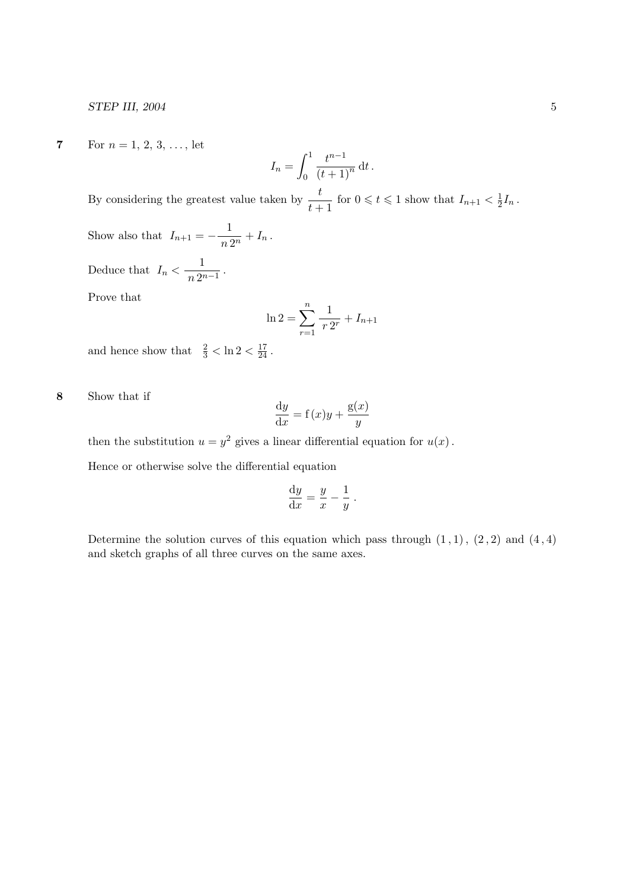**7** For $n = 1, 2, 3, \ldots$, let

$$I_n = \int_0^1 \frac{t^{n-1}}{(t+1)^n} \, dt \, .$$

By considering the greatest value taken by $\dfrac{t}{t+1}$ for $0 \leqslant t \leqslant 1$ show that $I_{n+1} < \frac{1}{2} I_n$ .

Show also that $I_{n+1} = -\dfrac{1}{n \, 2^n} + I_n$ .

Deduce that $I_n < \dfrac{1}{n \, 2^{n-1}}$ .

Prove that

$$\ln 2 = \sum_{r=1}^{n} \frac{1}{r \, 2^r} + I_{n+1}$$

and hence show that $\frac{2}{3} < \ln 2 < \frac{17}{24}$ .

**8** Show that if

$$\frac{dy}{dx} = f(x)y + \frac{g(x)}{y}$$

then the substitution $u = y^2$ gives a linear differential equation for $u(x)$ .

Hence or otherwise solve the differential equation

$$\frac{dy}{dx} = \frac{y}{x} - \frac{1}{y} \, .$$

Determine the solution curves of this equation which pass through $(1\,,1)$ , $(2\,,2)$ and $(4\,,4)$ and sketch graphs of all three curves on the same axes.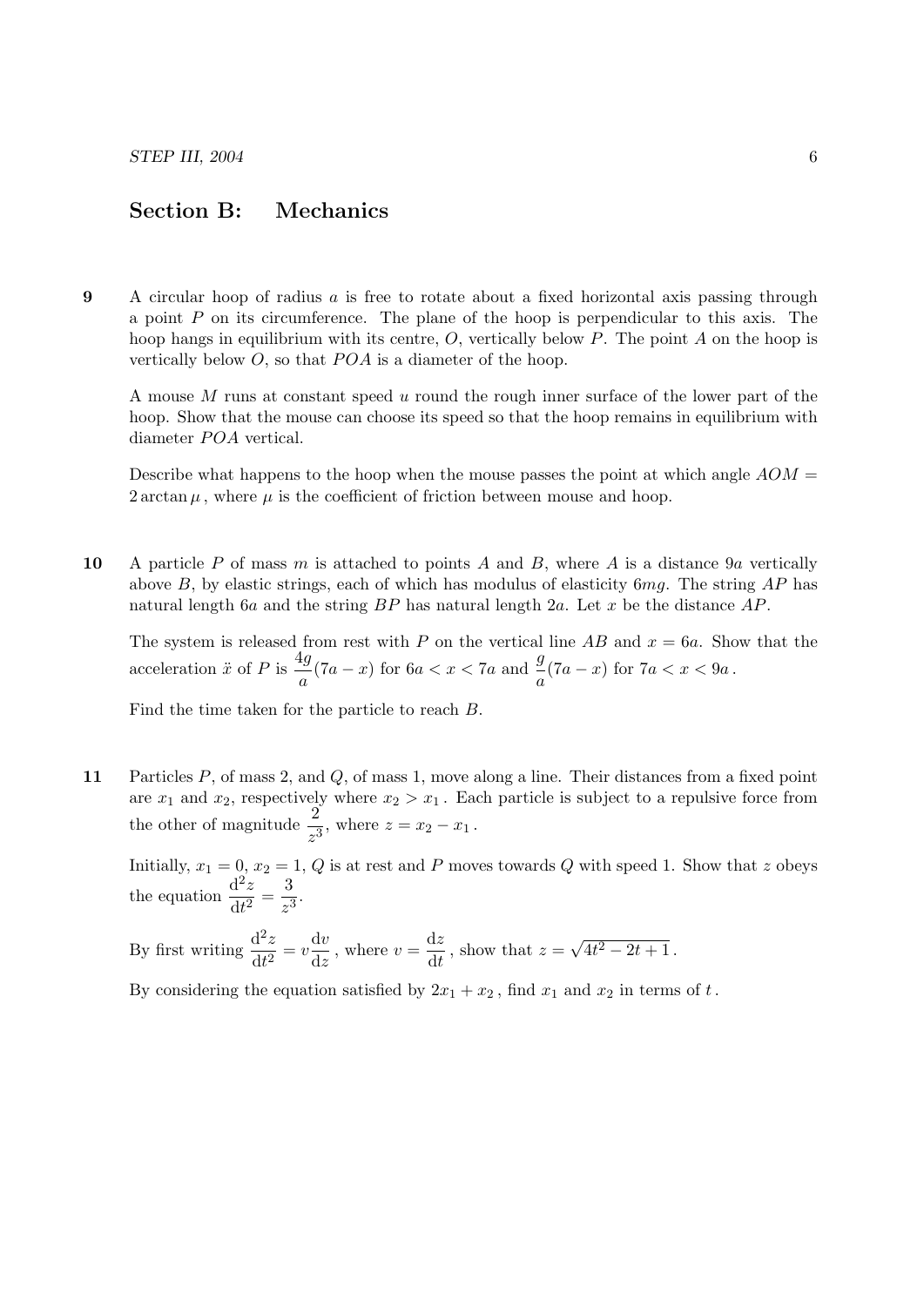## Section B: Mechanics

**9** A circular hoop of radius $a$ is free to rotate about a fixed horizontal axis passing through a point $P$ on its circumference. The plane of the hoop is perpendicular to this axis. The hoop hangs in equilibrium with its centre, $O$, vertically below $P$. The point $A$ on the hoop is vertically below $O$, so that $POA$ is a diameter of the hoop.

A mouse $M$ runs at constant speed $u$ round the rough inner surface of the lower part of the hoop. Show that the mouse can choose its speed so that the hoop remains in equilibrium with diameter $POA$ vertical.

Describe what happens to the hoop when the mouse passes the point at which angle $AOM = 2\arctan\mu$, where $\mu$ is the coefficient of friction between mouse and hoop.

**10** A particle $P$ of mass $m$ is attached to points $A$ and $B$, where $A$ is a distance $9a$ vertically above $B$, by elastic strings, each of which has modulus of elasticity $6mg$. The string $AP$ has natural length $6a$ and the string $BP$ has natural length $2a$. Let $x$ be the distance $AP$.

The system is released from rest with $P$ on the vertical line $AB$ and $x = 6a$. Show that the acceleration $\ddot{x}$ of $P$ is $\dfrac{4g}{a}(7a - x)$ for $6a < x < 7a$ and $\dfrac{g}{a}(7a - x)$ for $7a < x < 9a$.

Find the time taken for the particle to reach $B$.

**11** Particles $P$, of mass 2, and $Q$, of mass 1, move along a line. Their distances from a fixed point are $x_1$ and $x_2$, respectively where $x_2 > x_1$. Each particle is subject to a repulsive force from the other of magnitude $\dfrac{2}{z^3}$, where $z = x_2 - x_1$.

Initially, $x_1 = 0$, $x_2 = 1$, $Q$ is at rest and $P$ moves towards $Q$ with speed 1. Show that $z$ obeys the equation $\dfrac{\mathrm{d}^2 z}{\mathrm{d}t^2} = \dfrac{3}{z^3}$.

By first writing $\dfrac{\mathrm{d}^2 z}{\mathrm{d}t^2} = v\dfrac{\mathrm{d}v}{\mathrm{d}z}$, where $v = \dfrac{\mathrm{d}z}{\mathrm{d}t}$, show that $z = \sqrt{4t^2 - 2t + 1}$.

By considering the equation satisfied by $2x_1 + x_2$, find $x_1$ and $x_2$ in terms of $t$.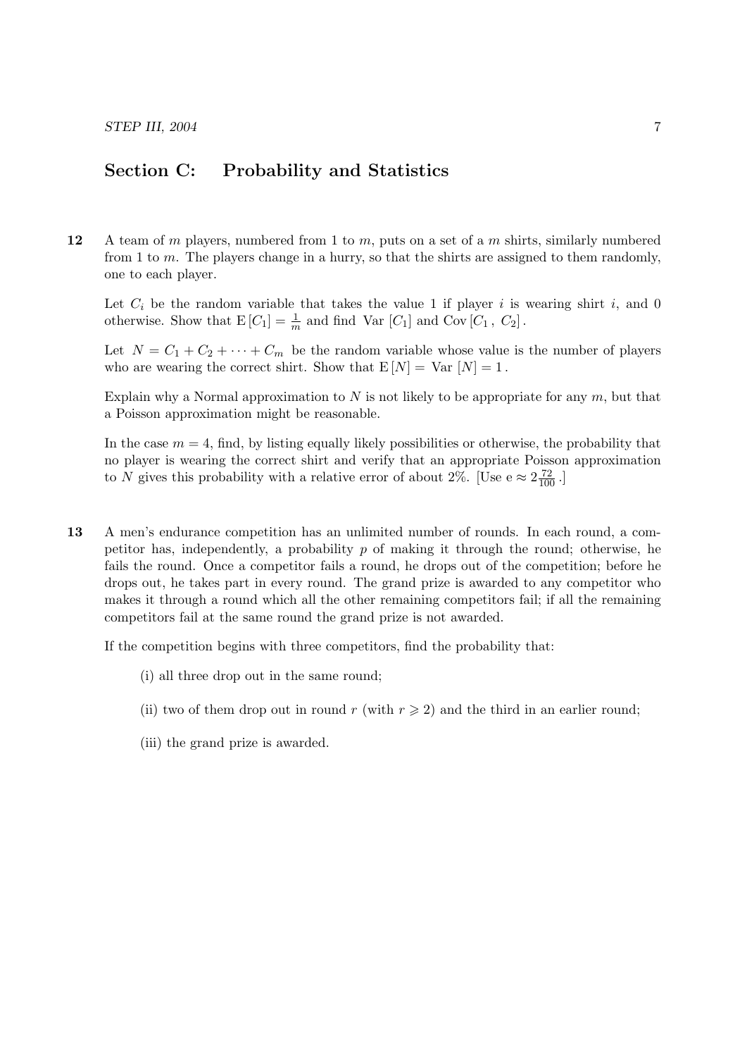## Section C: Probability and Statistics

**12** A team of $m$ players, numbered from 1 to $m$, puts on a set of a $m$ shirts, similarly numbered from 1 to $m$. The players change in a hurry, so that the shirts are assigned to them randomly, one to each player.

Let $C_i$ be the random variable that takes the value 1 if player $i$ is wearing shirt $i$, and 0 otherwise. Show that $\mathrm{E}[C_1] = \frac{1}{m}$ and find $\mathrm{Var}[C_1]$ and $\mathrm{Cov}[C_1, C_2]$.

Let $N = C_1 + C_2 + \cdots + C_m$ be the random variable whose value is the number of players who are wearing the correct shirt. Show that $\mathrm{E}[N] = \mathrm{Var}[N] = 1$.

Explain why a Normal approximation to $N$ is not likely to be appropriate for any $m$, but that a Poisson approximation might be reasonable.

In the case $m = 4$, find, by listing equally likely possibilities or otherwise, the probability that no player is wearing the correct shirt and verify that an appropriate Poisson approximation to $N$ gives this probability with a relative error of about 2%. [Use $\mathrm{e} \approx 2\frac{72}{100}$.]

**13** A men's endurance competition has an unlimited number of rounds. In each round, a competitor has, independently, a probability $p$ of making it through the round; otherwise, he fails the round. Once a competitor fails a round, he drops out of the competition; before he drops out, he takes part in every round. The grand prize is awarded to any competitor who makes it through a round which all the other remaining competitors fail; if all the remaining competitors fail at the same round the grand prize is not awarded.

If the competition begins with three competitors, find the probability that:

(i) all three drop out in the same round;

(ii) two of them drop out in round $r$ (with $r \geqslant 2$) and the third in an earlier round;

(iii) the grand prize is awarded.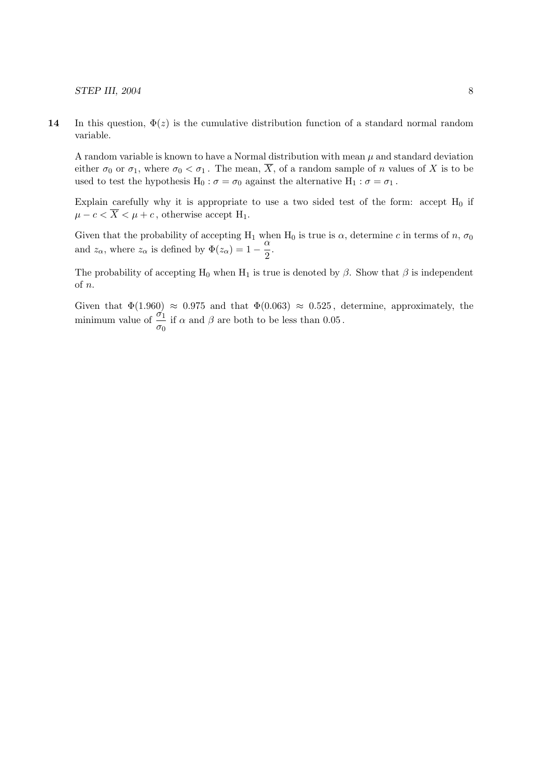**14** In this question, $\Phi(z)$ is the cumulative distribution function of a standard normal random variable.

A random variable is known to have a Normal distribution with mean $\mu$ and standard deviation either $\sigma_0$ or $\sigma_1$, where $\sigma_0 < \sigma_1$. The mean, $\overline{X}$, of a random sample of $n$ values of $X$ is to be used to test the hypothesis $\mathrm{H}_0 : \sigma = \sigma_0$ against the alternative $\mathrm{H}_1 : \sigma = \sigma_1$.

Explain carefully why it is appropriate to use a two sided test of the form: accept $\mathrm{H}_0$ if $\mu - c < \overline{X} < \mu + c$, otherwise accept $\mathrm{H}_1$.

Given that the probability of accepting $\mathrm{H}_1$ when $\mathrm{H}_0$ is true is $\alpha$, determine $c$ in terms of $n$, $\sigma_0$ and $z_\alpha$, where $z_\alpha$ is defined by $\Phi(z_\alpha) = 1 - \dfrac{\alpha}{2}$.

The probability of accepting $\mathrm{H}_0$ when $\mathrm{H}_1$ is true is denoted by $\beta$. Show that $\beta$ is independent of $n$.

Given that $\Phi(1.960) \approx 0.975$ and that $\Phi(0.063) \approx 0.525$, determine, approximately, the minimum value of $\dfrac{\sigma_1}{\sigma_0}$ if $\alpha$ and $\beta$ are both to be less than $0.05$.